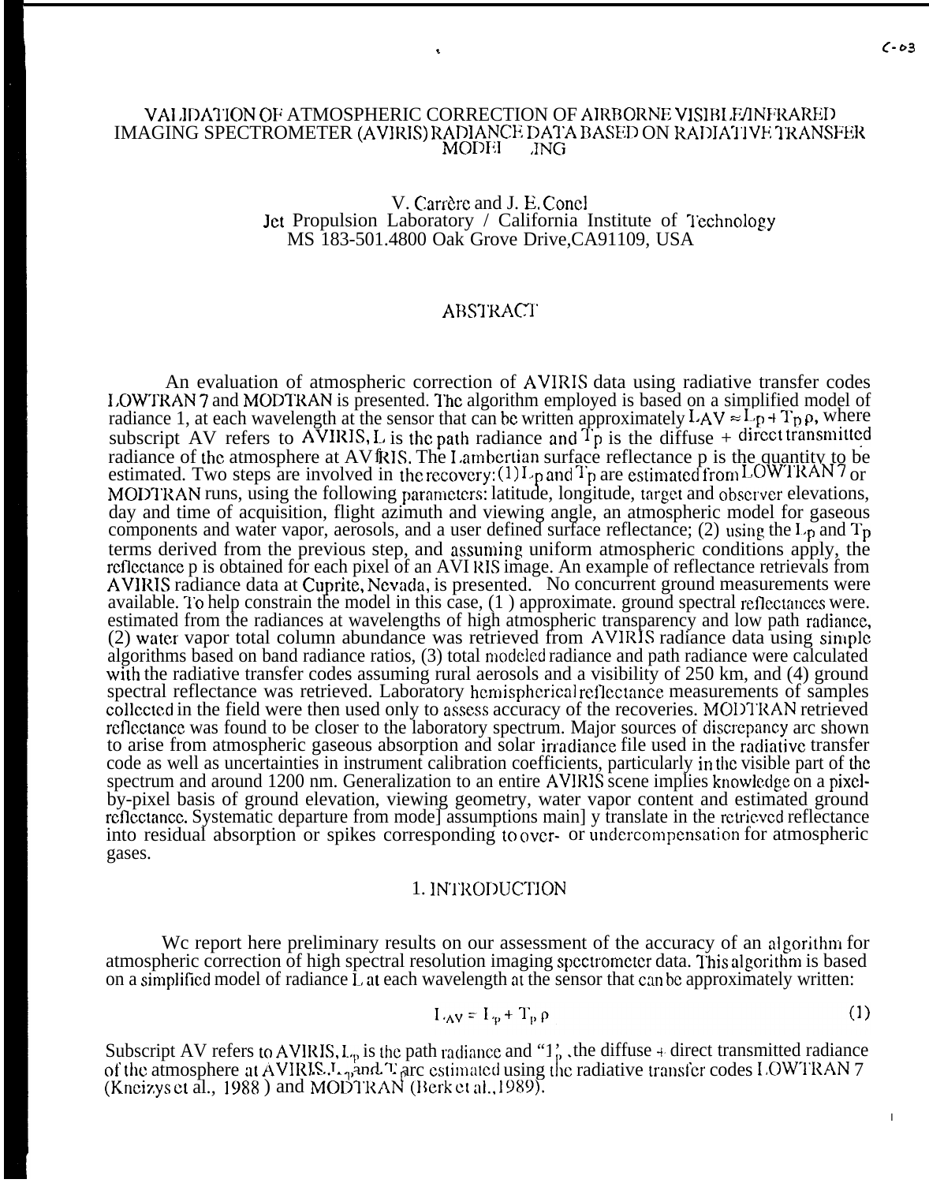# VALIDATION OF ATMOSPHERIC CORRECTION OF AIRBORNE VISIBLE/INFRARED IMAGING SPECTROMETER (AVIRIS) RADIANCE DATA BASED ON RADIATIVE TRANSFER MODELING

V. Carrère and J. E. Conel
Jet Propulsion Laboratory / California Institute of Technology
MS 183-501.4800 Oak Grove Drive, CA91109, USA

## ABSTRACT

An evaluation of atmospheric correction of AVIRIS data using radiative transfer codes LOWTRAN 7 and MODTRAN is presented. The algorithm employed is based on a simplified model of radiance L at each wavelength at the sensor that can be written approximately $L_{AV} \approx L_p + T_p \rho$, where subscript AV refers to AVIRIS, $L$ is the path radiance and $T_p$ is the diffuse + direct transmitted radiance of the atmosphere at AVIRIS. The Lambertian surface reflectance $\rho$ is the quantity to be estimated. Two steps are involved in the recovery: (1) $L_p$ and $T_p$ are estimated from LOWTRAN 7 or MODTRAN runs, using the following parameters: latitude, longitude, target and observer elevations, day and time of acquisition, flight azimuth and viewing angle, an atmospheric model for gaseous components and water vapor, aerosols, and a user defined surface reflectance; (2) using the $L_p$ and $T_p$ terms derived from the previous step, and assuming uniform atmospheric conditions apply, the reflectance $\rho$ is obtained for each pixel of an AVIRIS image. An example of reflectance retrievals from AVIRIS radiance data at Cuprite, Nevada, is presented. No concurrent ground measurements were available. To help constrain the model in this case, (1) approximate ground spectral reflectances were estimated from the radiances at wavelengths of high atmospheric transparency and low path radiance, (2) water vapor total column abundance was retrieved from AVIRIS radiance data using simple algorithms based on band radiance ratios, (3) total modeled radiance and path radiance were calculated with the radiative transfer codes assuming rural aerosols and a visibility of 250 km, and (4) ground spectral reflectance was retrieved. Laboratory hemispherical reflectance measurements of samples collected in the field were then used only to assess accuracy of the recoveries. MODTRAN retrieved reflectance was found to be closer to the laboratory spectrum. Major sources of discrepancy are shown to arise from atmospheric gaseous absorption and solar irradiance file used in the radiative transfer code as well as uncertainties in instrument calibration coefficients, particularly in the visible part of the spectrum and around 1200 nm. Generalization to an entire AVIRIS scene implies knowledge on a pixel-by-pixel basis of ground elevation, viewing geometry, water vapor content and estimated ground reflectance. Systematic departure from model assumptions mainly translate in the retrieved reflectance into residual absorption or spikes corresponding to over- or undercompensation for atmospheric gases.

## 1. INTRODUCTION

We report here preliminary results on our assessment of the accuracy of an algorithm for atmospheric correction of high spectral resolution imaging spectrometer data. This algorithm is based on a simplified model of radiance L at each wavelength at the sensor that can be approximately written:

$$L_{AV} = L_p + T_p \rho \qquad (1)$$

Subscript AV refers to AVIRIS, $L_p$ is the path radiance and "$T_p$", the diffuse + direct transmitted radiance of the atmosphere at AVIRIS. $L_p$ and $T_p$ are estimated using the radiative transfer codes LOWTRAN 7 (Kneizys et al., 1988) and MODTRAN (Berk et al., 1989).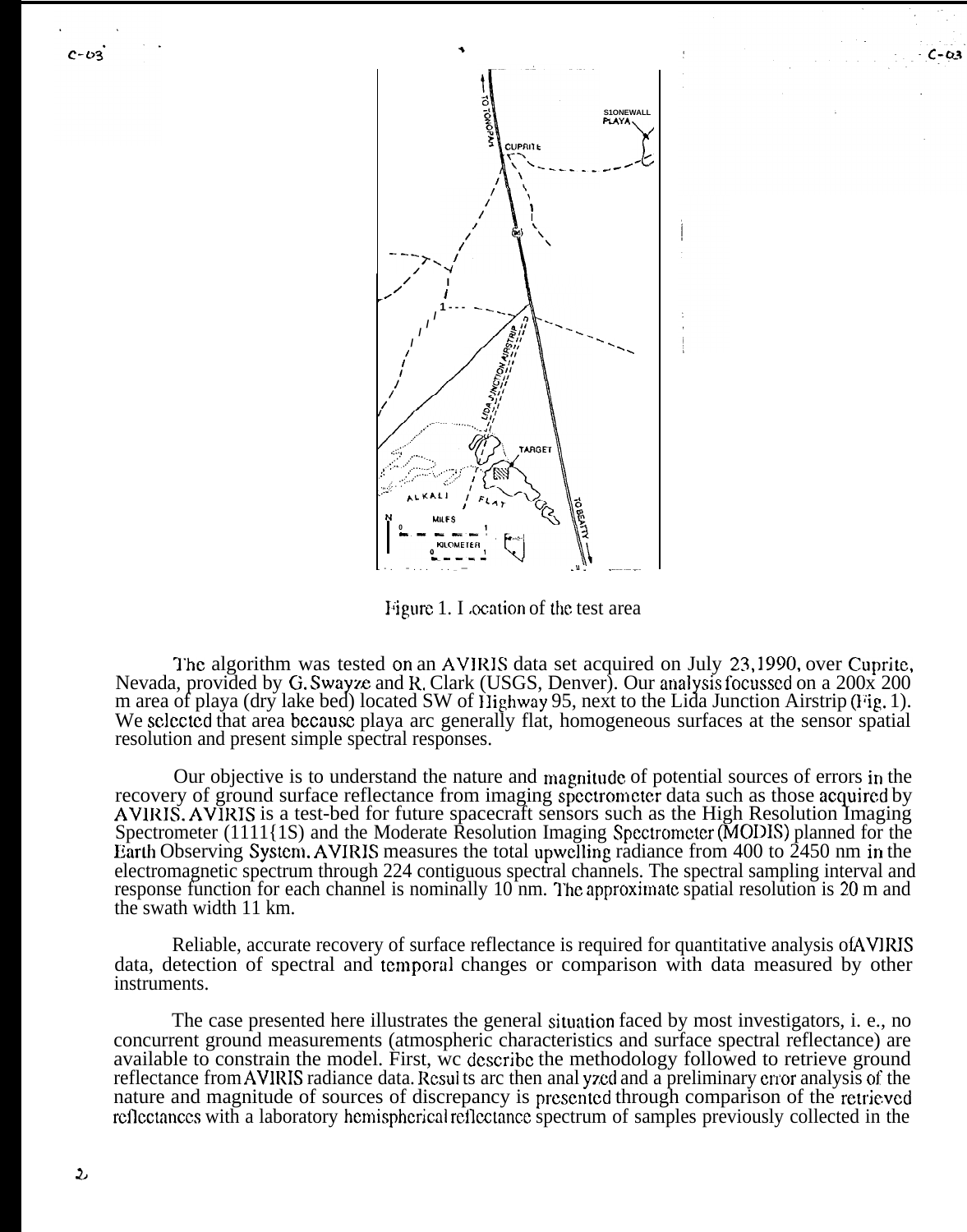Figure 1. Location of the test area

The algorithm was tested on an AVIRIS data set acquired on July 23,1990, over Cuprite, Nevada, provided by G. Swayze and R. Clark (USGS, Denver). Our analysis focussed on a 200x 200 m area of playa (dry lake bed) located SW of Highway 95, next to the Lida Junction Airstrip (Fig. 1). We selected that area because playa are generally flat, homogeneous surfaces at the sensor spatial resolution and present simple spectral responses.

Our objective is to understand the nature and magnitude of potential sources of errors in the recovery of ground surface reflectance from imaging spectrometer data such as those acquired by AVIRIS. AVIRIS is a test-bed for future spacecraft sensors such as the High Resolution Imaging Spectrometer (HIRIS) and the Moderate Resolution Imaging Spectrometer (MODIS) planned for the Earth Observing System. AVIRIS measures the total upwelling radiance from 400 to 2450 nm in the electromagnetic spectrum through 224 contiguous spectral channels. The spectral sampling interval and response function for each channel is nominally 10 nm. The approximate spatial resolution is 20 m and the swath width 11 km.

Reliable, accurate recovery of surface reflectance is required for quantitative analysis of AVIRIS data, detection of spectral and temporal changes or comparison with data measured by other instruments.

The case presented here illustrates the general situation faced by most investigators, i. e., no concurrent ground measurements (atmospheric characteristics and surface spectral reflectance) are available to constrain the model. First, we describe the methodology followed to retrieve ground reflectance from AVIRIS radiance data. Results are then analyzed and a preliminary error analysis of the nature and magnitude of sources of discrepancy is presented through comparison of the retrieved reflectances with a laboratory hemispherical reflectance spectrum of samples previously collected in the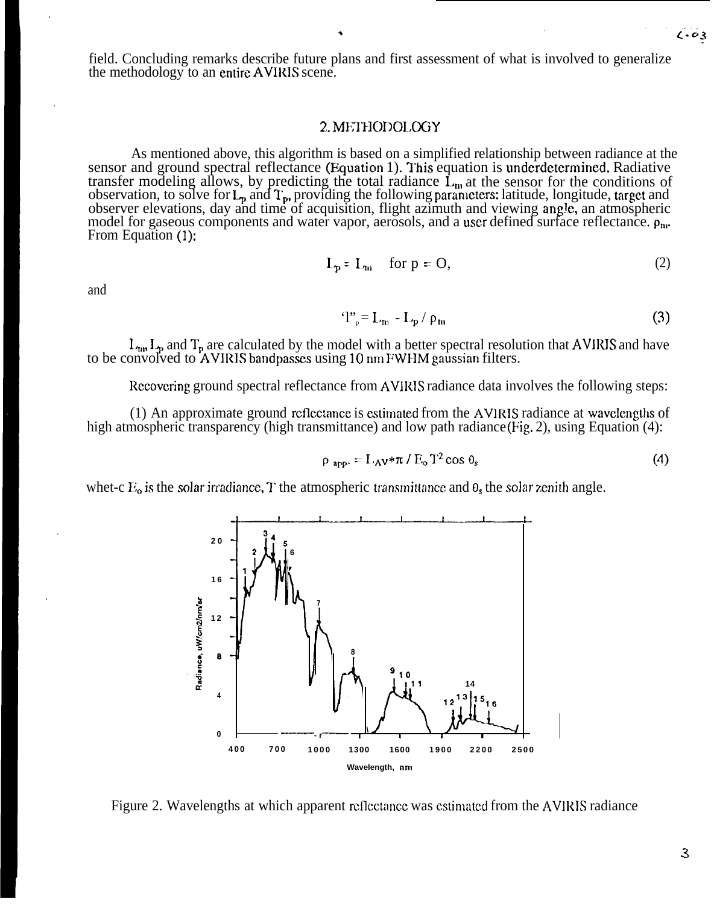field. Concluding remarks describe future plans and first assessment of what is involved to generalize the methodology to an entire AVIRIS scene.

## 2. METHODOLOGY

As mentioned above, this algorithm is based on a simplified relationship between radiance at the sensor and ground spectral reflectance (Equation 1). This equation is underdetermined. Radiative transfer modeling allows, by predicting the total radiance $L_m$ at the sensor for the conditions of observation, to solve for $L_p$ and $T_p$, providing the following parameters: latitude, longitude, target and observer elevations, day and time of acquisition, flight azimuth and viewing angle, an atmospheric model for gaseous components and water vapor, aerosols, and a user defined surface reflectance. $\rho_m$. From Equation (1):

$$L_p = L_m \quad \text{for } \rho = 0, \tag{2}$$

and

$$T_p = L_m - L_p / \rho_m \tag{3}$$

$L_m$, $L_p$ and $T_p$ are calculated by the model with a better spectral resolution that AVIRIS and have to be convolved to AVIRIS bandpasses using 10 nm FWHM gaussian filters.

Recovering ground spectral reflectance from AVIRIS radiance data involves the following steps:

(1) An approximate ground reflectance is estimated from the AVIRIS radiance at wavelengths of high atmospheric transparency (high transmittance) and low path radiance (Fig. 2), using Equation (4):

$$\rho_{app.} = L_{AV} * \pi / E_o T^2 \cos \theta_s \tag{4}$$

where $E_o$ is the solar irradiance, T the atmospheric transmittance and $\theta_s$ the solar zenith angle.

Figure 2. Wavelengths at which apparent reflectance was estimated from the AVIRIS radiance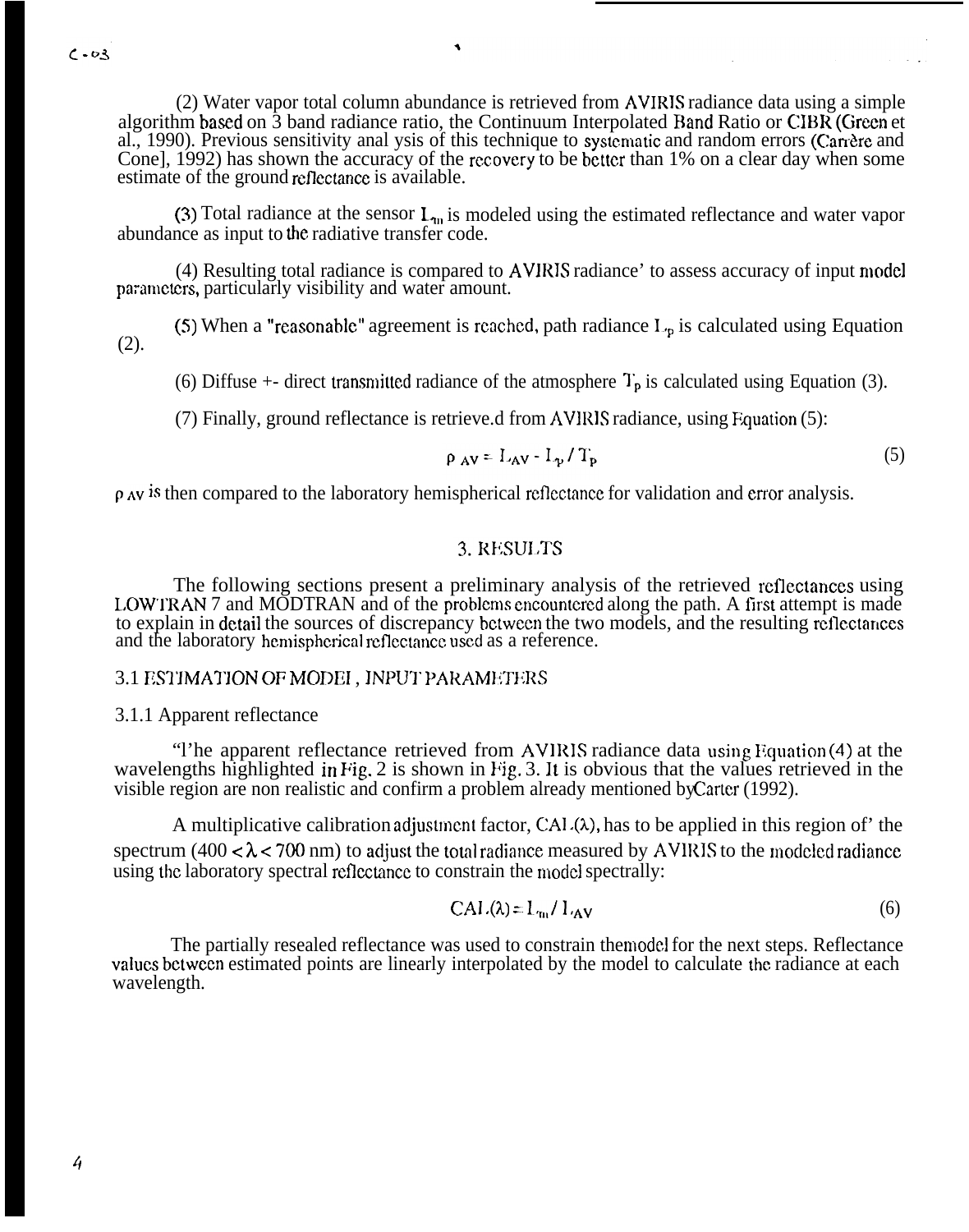(2) Water vapor total column abundance is retrieved from AVIRIS radiance data using a simple algorithm based on 3 band radiance ratio, the Continuum Interpolated Band Ratio or CIBR (Green et al., 1990). Previous sensitivity anal ysis of this technique to systematic and random errors (Carrère and Cone], 1992) has shown the accuracy of the recovery to be better than 1% on a clear day when some estimate of the ground reflectance is available.

(3) Total radiance at the sensor $L_m$ is modeled using the estimated reflectance and water vapor abundance as input to the radiative transfer code.

(4) Resulting total radiance is compared to AVIRIS radiance' to assess accuracy of input model parameters, particularly visibility and water amount.

(5) When a "reasonable" agreement is reached, path radiance $L_p$ is calculated using Equation (2).

(6) Diffuse +- direct transmitted radiance of the atmosphere $T_p$ is calculated using Equation (3).

(7) Finally, ground reflectance is retrieve.d from AVIRIS radiance, using Equation (5):

$$\rho_{AV} = L_{AV} - L_p / T_p \tag{5}$$

$\rho_{AV}$ is then compared to the laboratory hemispherical reflectance for validation and error analysis.

## 3. RESULTS

The following sections present a preliminary analysis of the retrieved reflectances using LOWTRAN 7 and MODTRAN and of the problems encountered along the path. A first attempt is made to explain in detail the sources of discrepancy between the two models, and the resulting reflectances and the laboratory hemispherical reflectance used as a reference.

### 3.1 ESTIMATION OF MODEL, INPUT PARAMETERS

#### 3.1.1 Apparent reflectance

"I'he apparent reflectance retrieved from AVIRIS radiance data using Equation (4) at the wavelengths highlighted in Fig. 2 is shown in Fig. 3. It is obvious that the values retrieved in the visible region are non realistic and confirm a problem already mentioned by Carter (1992).

A multiplicative calibration adjustment factor, $CAL(\lambda)$, has to be applied in this region of' the spectrum ($400 < \lambda < 700$ nm) to adjust the total radiance measured by AVIRIS to the modeled radiance using the laboratory spectral reflectance to constrain the model spectrally:

$$CAL(\lambda) = L_m / L_{AV} \tag{6}$$

The partially resealed reflectance was used to constrain the model for the next steps. Reflectance values between estimated points are linearly interpolated by the model to calculate the radiance at each wavelength.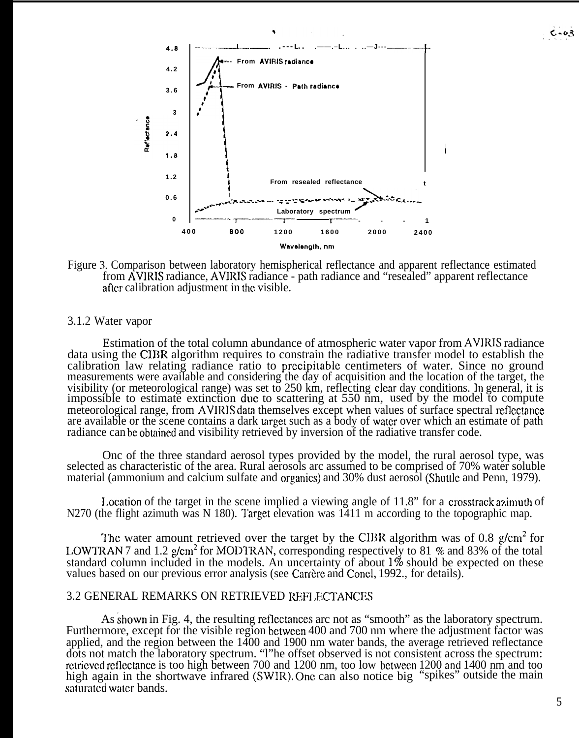Figure 3. Comparison between laboratory hemispherical reflectance and apparent reflectance estimated from AVIRIS radiance, AVIRIS radiance - path radiance and "resealed" apparent reflectance after calibration adjustment in the visible.

### 3.1.2 Water vapor

Estimation of the total column abundance of atmospheric water vapor from AVIRIS radiance data using the CIBR algorithm requires to constrain the radiative transfer model to establish the calibration law relating radiance ratio to precipitable centimeters of water. Since no ground measurements were available and considering the day of acquisition and the location of the target, the visibility (or meteorological range) was set to 250 km, reflecting clear day conditions. In general, it is impossible to estimate extinction due to scattering at 550 nm, used by the model to compute meteorological range, from AVIRIS data themselves except when values of surface spectral reflectance are available or the scene contains a dark target such as a body of water over which an estimate of path radiance can be obtained and visibility retrieved by inversion of the radiative transfer code.

One of the three standard aerosol types provided by the model, the rural aerosol type, was selected as characteristic of the area. Rural aerosols are assumed to be comprised of 70% water soluble material (ammonium and calcium sulfate and organics) and 30% dust aerosol (Shuttle and Penn, 1979).

Location of the target in the scene implied a viewing angle of 11.8" for a crosstrack azimuth of N270 (the flight azimuth was N 180). Target elevation was 1411 m according to the topographic map.

The water amount retrieved over the target by the CIBR algorithm was of 0.8 $g/cm^2$ for LOWTRAN 7 and 1.2 $g/cm^2$ for MODTRAN, corresponding respectively to 81 % and 83% of the total standard column included in the models. An uncertainty of about 1% should be expected on these values based on our previous error analysis (see Carrère and Conel, 1992., for details).

## 3.2 GENERAL REMARKS ON RETRIEVED REFLECTANCES

As shown in Fig. 4, the resulting reflectances are not as "smooth" as the laboratory spectrum. Furthermore, except for the visible region between 400 and 700 nm where the adjustment factor was applied, and the region between the 1400 and 1900 nm water bands, the average retrieved reflectance does not match the laboratory spectrum. "l"he offset observed is not consistent across the spectrum: retrieved reflectance is too high between 700 and 1200 nm, too low between 1200 and 1400 nm and too high again in the shortwave infrared (SWIR). One can also notice big "spikes" outside the main saturated water bands.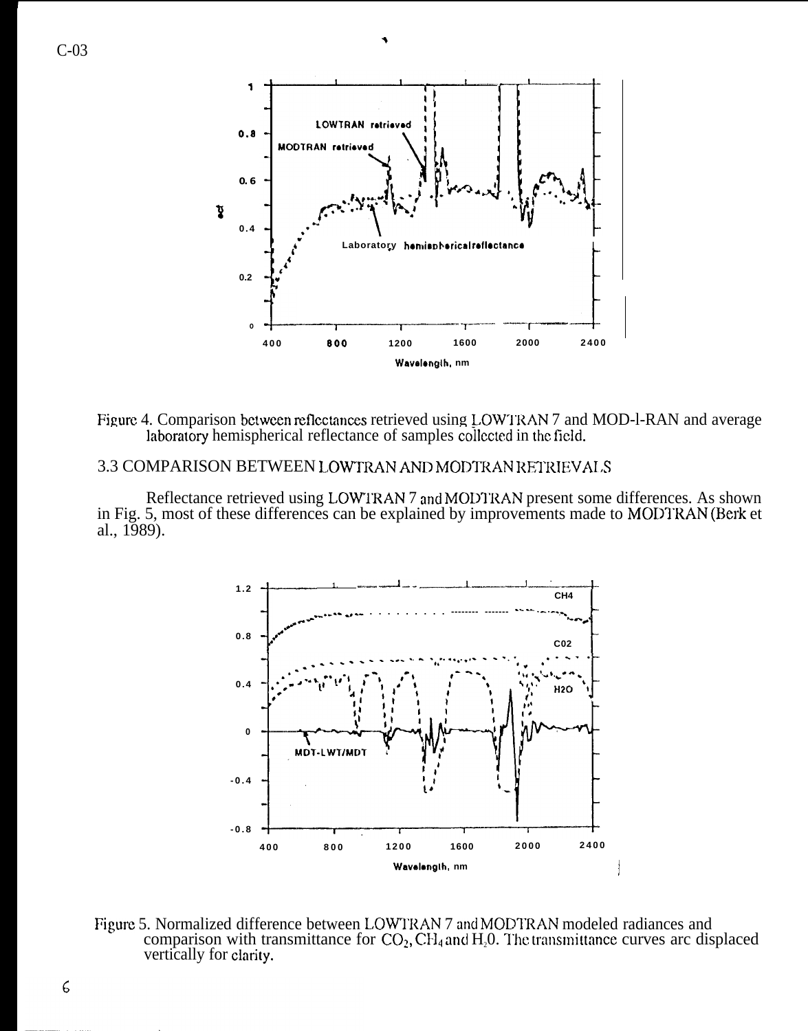Figure 4. Comparison between reflectances retrieved using LOWTRAN 7 and MODTRAN and average laboratory hemispherical reflectance of samples collected in the field.

### 3.3 COMPARISON BETWEEN LOWTRAN AND MODTRAN RETRIEVALS

Reflectance retrieved using LOWTRAN 7 and MODTRAN present some differences. As shown in Fig. 5, most of these differences can be explained by improvements made to MODTRAN (Berk et al., 1989).

Figure 5. Normalized difference between LOWTRAN 7 and MODTRAN modeled radiances and comparison with transmittance for $CO_2$, $CH_4$ and $H_2O$. The transmittance curves are displaced vertically for clarity.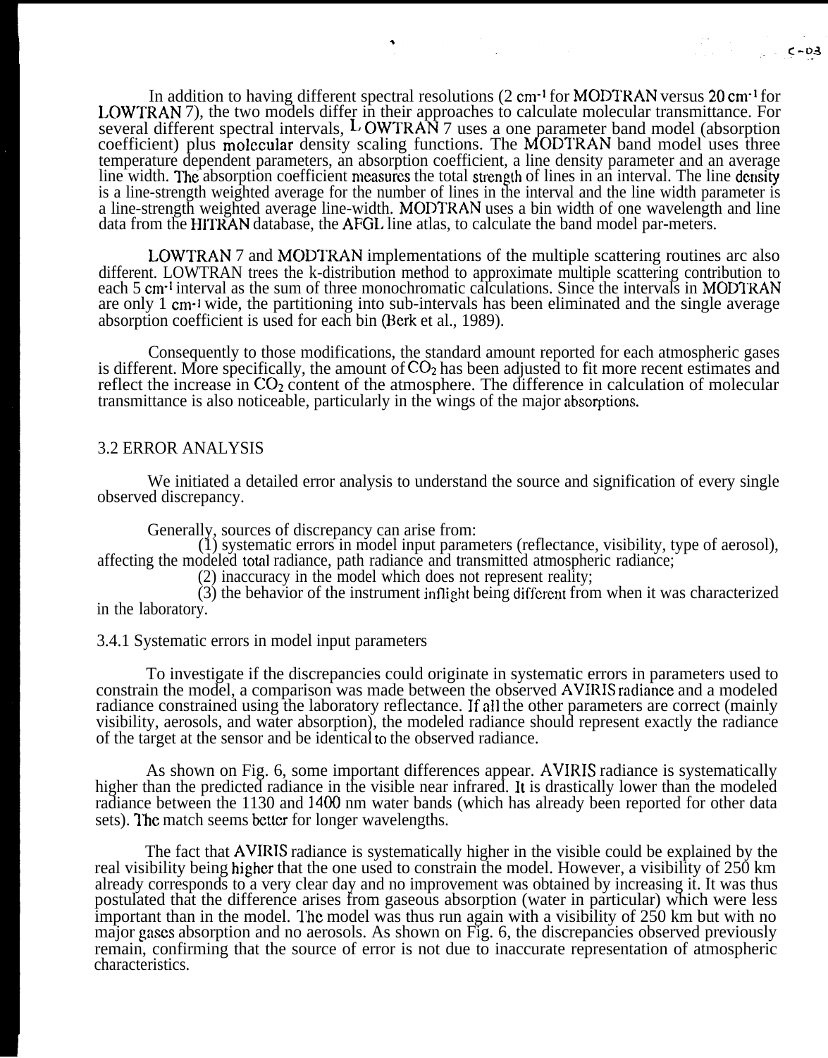In addition to having different spectral resolutions (2 $cm^{-1}$ for MODTRAN versus 20 $cm^{-1}$ for LOWTRAN 7), the two models differ in their approaches to calculate molecular transmittance. For several different spectral intervals, LOWTRAN 7 uses a one parameter band model (absorption coefficient) plus molecular density scaling functions. The MODTRAN band model uses three temperature dependent parameters, an absorption coefficient, a line density parameter and an average line width. The absorption coefficient measures the total strength of lines in an interval. The line density is a line-strength weighted average for the number of lines in the interval and the line width parameter is a line-strength weighted average line-width. MODTRAN uses a bin width of one wavelength and line data from the HITRAN database, the AFGL line atlas, to calculate the band model par-meters.

LOWTRAN 7 and MODTRAN implementations of the multiple scattering routines arc also different. LOWTRAN trees the k-distribution method to approximate multiple scattering contribution to each 5 $cm^{-1}$ interval as the sum of three monochromatic calculations. Since the intervals in MODTRAN are only 1 $cm^{-1}$ wide, the partitioning into sub-intervals has been eliminated and the single average absorption coefficient is used for each bin (Berk et al., 1989).

Consequently to those modifications, the standard amount reported for each atmospheric gases is different. More specifically, the amount of $CO_2$ has been adjusted to fit more recent estimates and reflect the increase in $CO_2$ content of the atmosphere. The difference in calculation of molecular transmittance is also noticeable, particularly in the wings of the major absorptions.

## 3.2 ERROR ANALYSIS

We initiated a detailed error analysis to understand the source and signification of every single observed discrepancy.

Generally, sources of discrepancy can arise from:
(1) systematic errors in model input parameters (reflectance, visibility, type of aerosol), affecting the modeled total radiance, path radiance and transmitted atmospheric radiance;
(2) inaccuracy in the model which does not represent reality;
(3) the behavior of the instrument inflight being different from when it was characterized in the laboratory.

### 3.4.1 Systematic errors in model input parameters

To investigate if the discrepancies could originate in systematic errors in parameters used to constrain the model, a comparison was made between the observed AVIRIS radiance and a modeled radiance constrained using the laboratory reflectance. If all the other parameters are correct (mainly visibility, aerosols, and water absorption), the modeled radiance should represent exactly the radiance of the target at the sensor and be identical to the observed radiance.

As shown on Fig. 6, some important differences appear. AVIRIS radiance is systematically higher than the predicted radiance in the visible near infrared. It is drastically lower than the modeled radiance between the 1130 and 1400 nm water bands (which has already been reported for other data sets). The match seems better for longer wavelengths.

The fact that AVIRIS radiance is systematically higher in the visible could be explained by the real visibility being higher that the one used to constrain the model. However, a visibility of 250 km already corresponds to a very clear day and no improvement was obtained by increasing it. It was thus postulated that the difference arises from gaseous absorption (water in particular) which were less important than in the model. The model was thus run again with a visibility of 250 km but with no major gases absorption and no aerosols. As shown on Fig. 6, the discrepancies observed previously remain, confirming that the source of error is not due to inaccurate representation of atmospheric characteristics.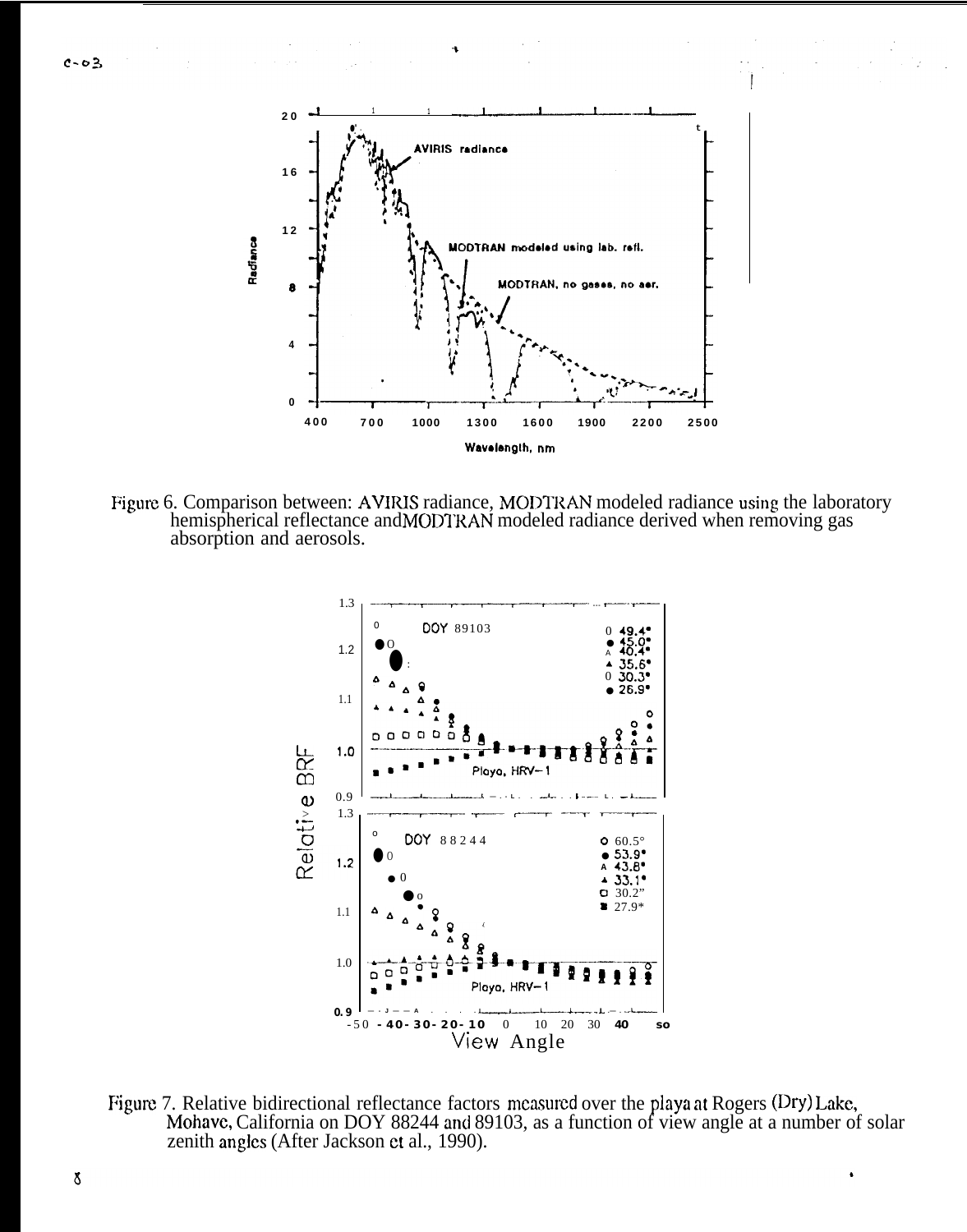Figure 6. Comparison between: AVIRIS radiance, MODTRAN modeled radiance using the laboratory hemispherical reflectance and MODTRAN modeled radiance derived when removing gas absorption and aerosols.

Figure 7. Relative bidirectional reflectance factors measured over the playa at Rogers (Dry) Lake, Mohave, California on DOY 88244 and 89103, as a function of view angle at a number of solar zenith angles (After Jackson et al., 1990).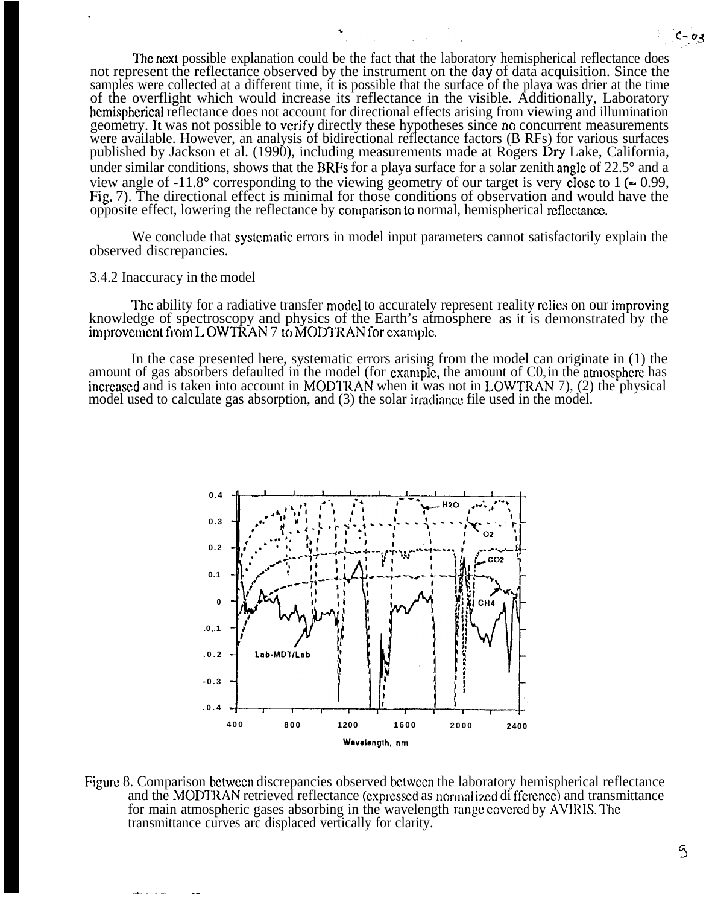The next possible explanation could be the fact that the laboratory hemispherical reflectance does not represent the reflectance observed by the instrument on the day of data acquisition. Since the samples were collected at a different time, it is possible that the surface of the playa was drier at the time of the overflight which would increase its reflectance in the visible. Additionally, Laboratory hemispherical reflectance does not account for directional effects arising from viewing and illumination geometry. It was not possible to verify directly these hypotheses since no concurrent measurements were available. However, an analysis of bidirectional reflectance factors (B RFs) for various surfaces published by Jackson et al. (1990), including measurements made at Rogers Dry Lake, California, under similar conditions, shows that the BRFs for a playa surface for a solar zenith angle of 22.5° and a view angle of -11.8° corresponding to the viewing geometry of our target is very close to 1 (≈ 0.99, Fig. 7). The directional effect is minimal for those conditions of observation and would have the opposite effect, lowering the reflectance by comparison to normal, hemispherical reflectance.

We conclude that systematic errors in model input parameters cannot satisfactorily explain the observed discrepancies.

### 3.4.2 Inaccuracy in the model

The ability for a radiative transfer model to accurately represent reality relies on our improving knowledge of spectroscopy and physics of the Earth's atmosphere as it is demonstrated by the improvement from LOWTRAN 7 to MODTRAN for example.

In the case presented here, systematic errors arising from the model can originate in (1) the amount of gas absorbers defaulted in the model (for example, the amount of $CO_2$ in the atmosphere has increased and is taken into account in MODTRAN when it was not in LOWTRAN 7), (2) the physical model used to calculate gas absorption, and (3) the solar irradiance file used in the model.

Figure 8. Comparison between discrepancies observed between the laboratory hemispherical reflectance and the MODTRAN retrieved reflectance (expressed as normalized difference) and transmittance for main atmospheric gases absorbing in the wavelength range covered by AVIRIS. The transmittance curves are displaced vertically for clarity.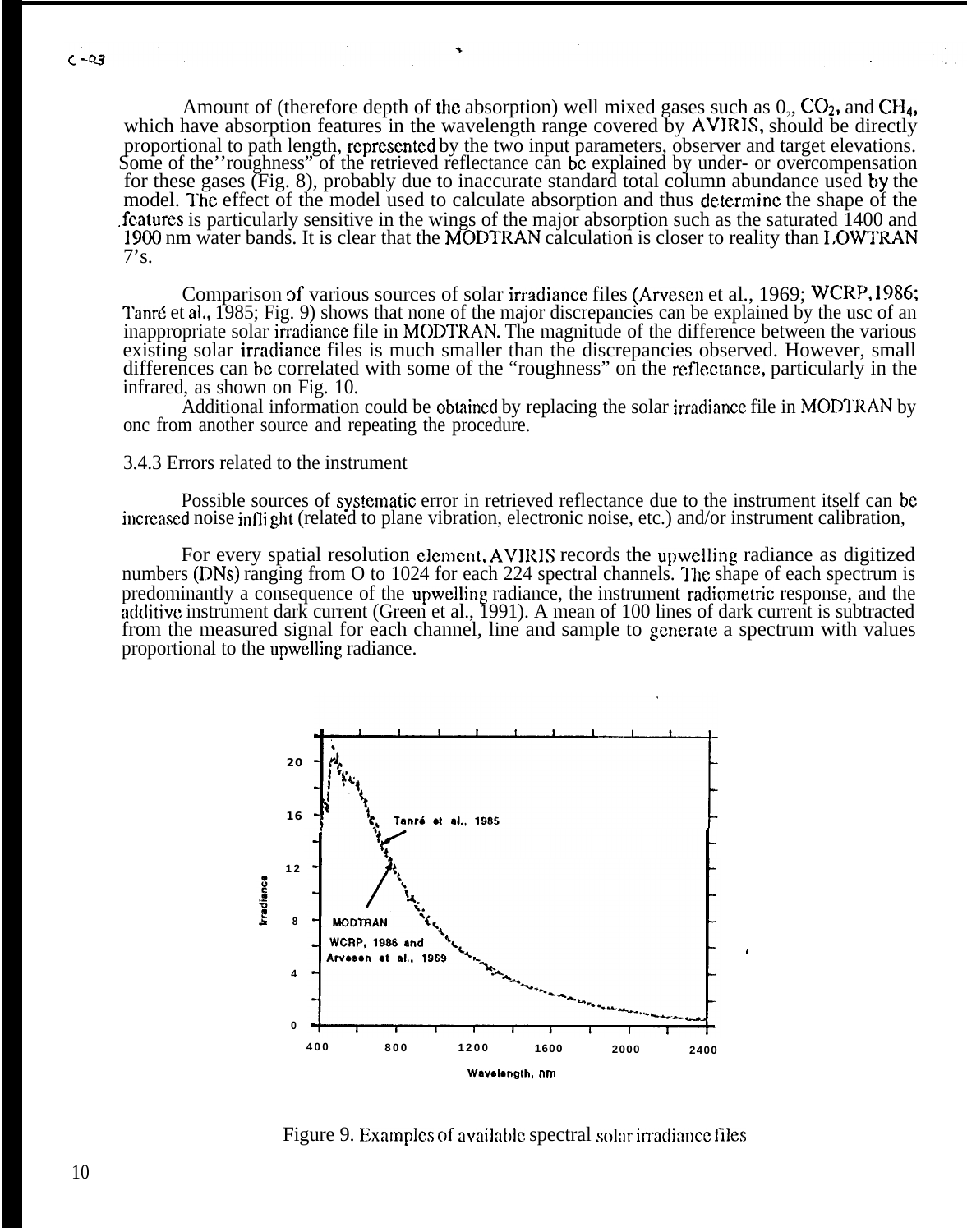Amount of (therefore depth of the absorption) well mixed gases such as $O_2$, $CO_2$, and $CH_4$, which have absorption features in the wavelength range covered by AVIRIS, should be directly proportional to path length, represented by the two input parameters, observer and target elevations. Some of the "roughness" of the retrieved reflectance can be explained by under- or overcompensation for these gases (Fig. 8), probably due to inaccurate standard total column abundance used by the model. The effect of the model used to calculate absorption and thus determine the shape of the features is particularly sensitive in the wings of the major absorption such as the saturated 1400 and 1900 nm water bands. It is clear that the MODTRAN calculation is closer to reality than LOWTRAN 7's.

Comparison of various sources of solar irradiance files (Arvesen et al., 1969; WCRP, 1986; Tanré et al., 1985; Fig. 9) shows that none of the major discrepancies can be explained by the use of an inappropriate solar irradiance file in MODTRAN. The magnitude of the difference between the various existing solar irradiance files is much smaller than the discrepancies observed. However, small differences can be correlated with some of the "roughness" on the reflectance, particularly in the infrared, as shown on Fig. 10.

Additional information could be obtained by replacing the solar irradiance file in MODTRAN by one from another source and repeating the procedure.

3.4.3 Errors related to the instrument

Possible sources of systematic error in retrieved reflectance due to the instrument itself can be increased noise inflight (related to plane vibration, electronic noise, etc.) and/or instrument calibration,

For every spatial resolution element, AVIRIS records the upwelling radiance as digitized numbers (DNs) ranging from 0 to 1024 for each 224 spectral channels. The shape of each spectrum is predominantly a consequence of the upwelling radiance, the instrument radiometric response, and the additive instrument dark current (Green et al., 1991). A mean of 100 lines of dark current is subtracted from the measured signal for each channel, line and sample to generate a spectrum with values proportional to the upwelling radiance.

Figure 9. Examples of available spectral solar irradiance files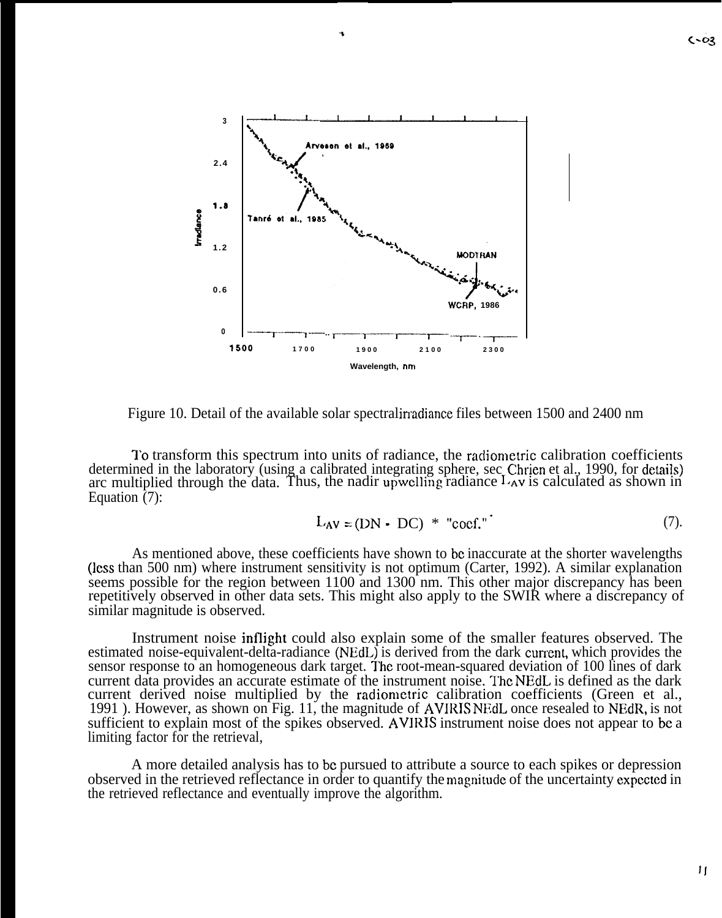Figure 10. Detail of the available solar spectral irradiance files between 1500 and 2400 nm

To transform this spectrum into units of radiance, the radiometric calibration coefficients determined in the laboratory (using a calibrated integrating sphere, see Chrien et al., 1990, for details) are multiplied through the data. Thus, the nadir upwelling radiance $L_{AV}$ is calculated as shown in Equation (7):

$$L_{AV} = (DN - DC) * \text{"coef."} \qquad (7).$$

As mentioned above, these coefficients have shown to be inaccurate at the shorter wavelengths (less than 500 nm) where instrument sensitivity is not optimum (Carter, 1992). A similar explanation seems possible for the region between 1100 and 1300 nm. This other major discrepancy has been repetitively observed in other data sets. This might also apply to the SWIR where a discrepancy of similar magnitude is observed.

Instrument noise inflight could also explain some of the smaller features observed. The estimated noise-equivalent-delta-radiance (NEdL) is derived from the dark current, which provides the sensor response to an homogeneous dark target. The root-mean-squared deviation of 100 lines of dark current data provides an accurate estimate of the instrument noise. The NEdL is defined as the dark current derived noise multiplied by the radiometric calibration coefficients (Green et al., 1991 ). However, as shown on Fig. 11, the magnitude of AVIRIS NEdL once resealed to NEdR, is not sufficient to explain most of the spikes observed. AVIRIS instrument noise does not appear to be a limiting factor for the retrieval,

A more detailed analysis has to be pursued to attribute a source to each spikes or depression observed in the retrieved reflectance in order to quantify the magnitude of the uncertainty expected in the retrieved reflectance and eventually improve the algorithm.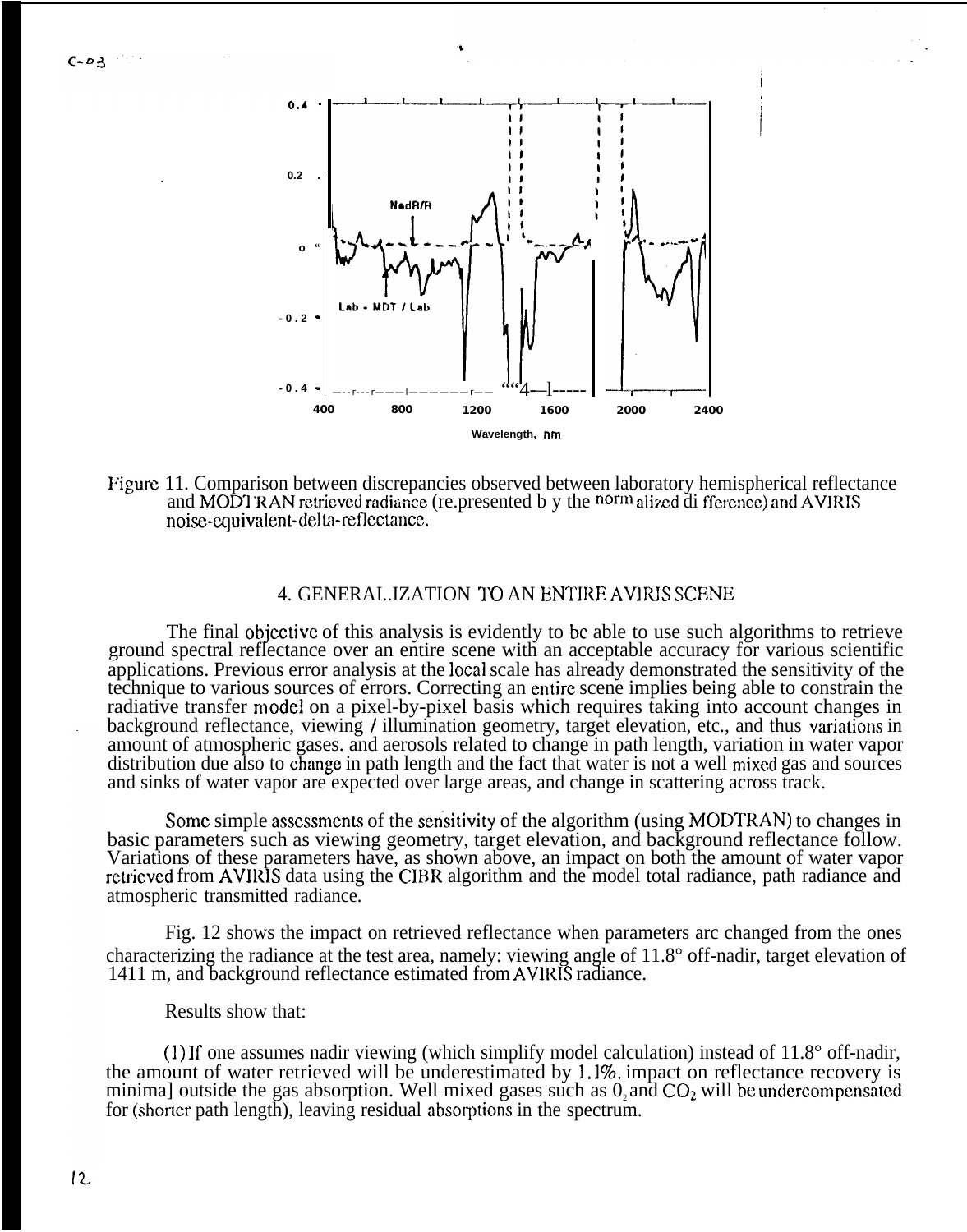Figure 11. Comparison between discrepancies observed between laboratory hemispherical reflectance and MODTRAN retrieved radiance (represented by the normalized difference) and AVIRIS noise-equivalent-delta-reflectance.

## 4. GENERALIZATION TO AN ENTIRE AVIRIS SCENE

The final objective of this analysis is evidently to be able to use such algorithms to retrieve ground spectral reflectance over an entire scene with an acceptable accuracy for various scientific applications. Previous error analysis at the local scale has already demonstrated the sensitivity of the technique to various sources of errors. Correcting an entire scene implies being able to constrain the radiative transfer model on a pixel-by-pixel basis which requires taking into account changes in background reflectance, viewing / illumination geometry, target elevation, etc., and thus variations in amount of atmospheric gases. and aerosols related to change in path length, variation in water vapor distribution due also to change in path length and the fact that water is not a well mixed gas and sources and sinks of water vapor are expected over large areas, and change in scattering across track.

Some simple assessments of the sensitivity of the algorithm (using MODTRAN) to changes in basic parameters such as viewing geometry, target elevation, and background reflectance follow. Variations of these parameters have, as shown above, an impact on both the amount of water vapor retrieved from AVIRIS data using the CIBR algorithm and the model total radiance, path radiance and atmospheric transmitted radiance.

Fig. 12 shows the impact on retrieved reflectance when parameters are changed from the ones characterizing the radiance at the test area, namely: viewing angle of 11.8° off-nadir, target elevation of 1411 m, and background reflectance estimated from AVIRIS radiance.

Results show that:

(1) If one assumes nadir viewing (which simplify model calculation) instead of 11.8° off-nadir, the amount of water retrieved will be underestimated by 1.1%. impact on reflectance recovery is minimal outside the gas absorption. Well mixed gases such as $O_2$ and $CO_2$ will be undercompensated for (shorter path length), leaving residual absorptions in the spectrum.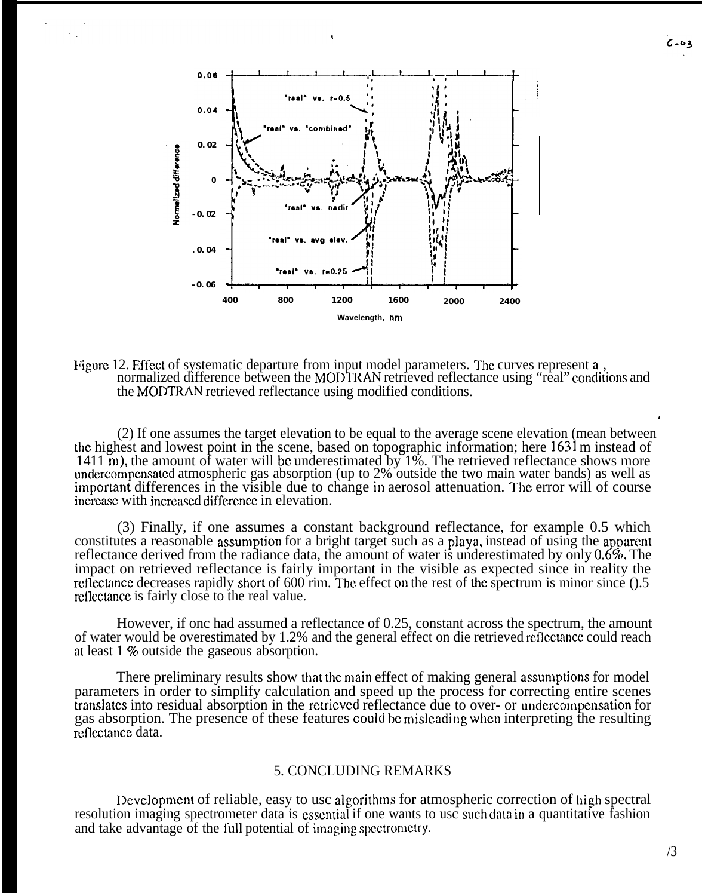Figure 12. Effect of systematic departure from input model parameters. The curves represent a normalized difference between the MODTRAN retrieved reflectance using "real" conditions and the MODTRAN retrieved reflectance using modified conditions.

(2) If one assumes the target elevation to be equal to the average scene elevation (mean between the highest and lowest point in the scene, based on topographic information; here 1631 m instead of 1411 m), the amount of water will be underestimated by 1%. The retrieved reflectance shows more undercompensated atmospheric gas absorption (up to 2% outside the two main water bands) as well as important differences in the visible due to change in aerosol attenuation. The error will of course increase with increased difference in elevation.

(3) Finally, if one assumes a constant background reflectance, for example 0.5 which constitutes a reasonable assumption for a bright target such as a playa, instead of using the apparent reflectance derived from the radiance data, the amount of water is underestimated by only 0.6%. The impact on retrieved reflectance is fairly important in the visible as expected since in reality the reflectance decreases rapidly short of 600 rim. The effect on the rest of the spectrum is minor since ().5 reflectance is fairly close to the real value.

However, if one had assumed a reflectance of 0.25, constant across the spectrum, the amount of water would be overestimated by 1.2% and the general effect on die retrieved reflectance could reach at least 1 % outside the gaseous absorption.

There preliminary results show that the main effect of making general assumptions for model parameters in order to simplify calculation and speed up the process for correcting entire scenes translates into residual absorption in the retrieved reflectance due to over- or undercompensation for gas absorption. The presence of these features could be misleading when interpreting the resulting reflectance data.

## 5. CONCLUDING REMARKS

Development of reliable, easy to use algorithms for atmospheric correction of high spectral resolution imaging spectrometer data is essential if one wants to use such data in a quantitative fashion and take advantage of the full potential of imaging spectrometry.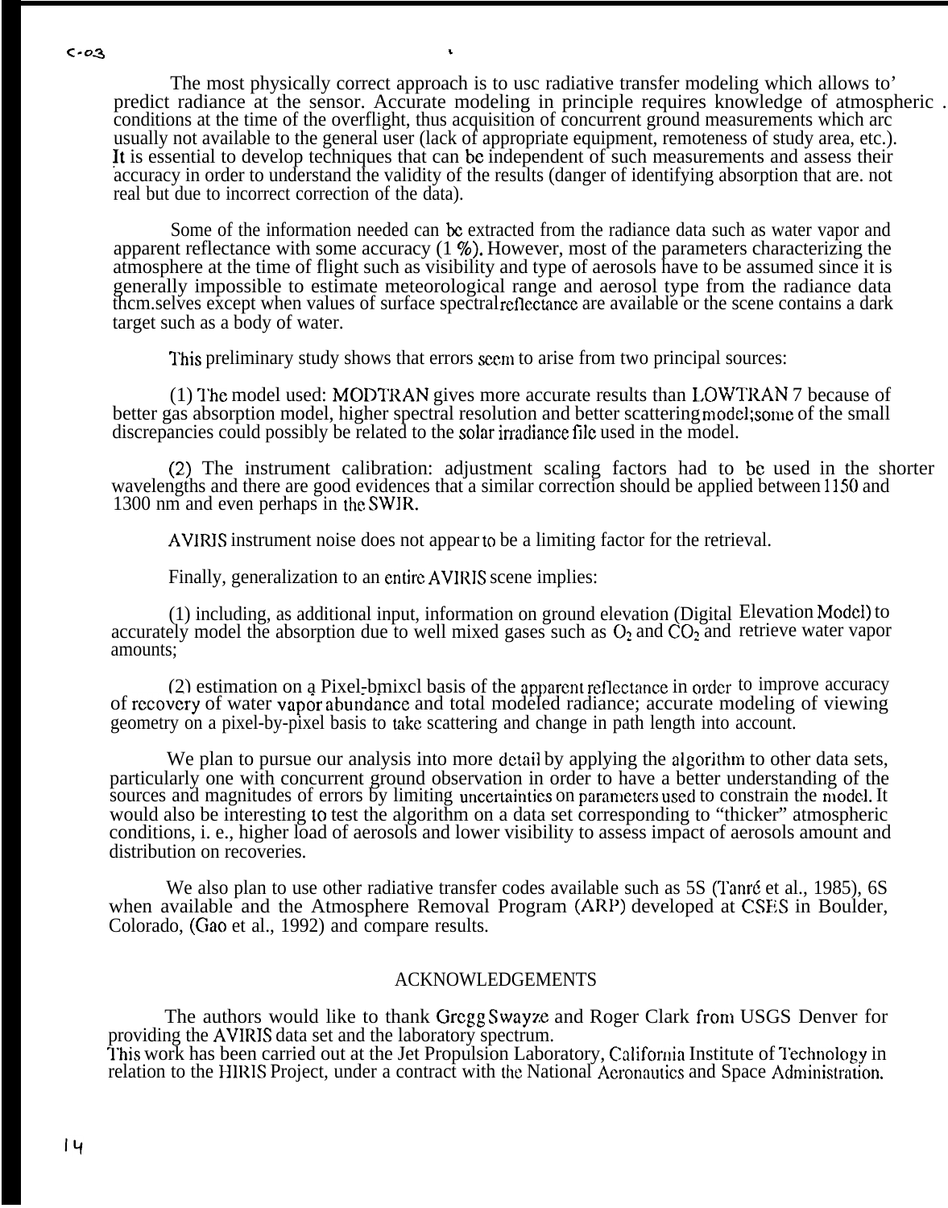The most physically correct approach is to usc radiative transfer modeling which allows to' predict radiance at the sensor. Accurate modeling in principle requires knowledge of atmospheric conditions at the time of the overflight, thus acquisition of concurrent ground measurements which arc usually not available to the general user (lack of appropriate equipment, remoteness of study area, etc.). It is essential to develop techniques that can be independent of such measurements and assess their accuracy in order to understand the validity of the results (danger of identifying absorption that are. not real but due to incorrect correction of the data).

Some of the information needed can be extracted from the radiance data such as water vapor and apparent reflectance with some accuracy (1 %). However, most of the parameters characterizing the atmosphere at the time of flight such as visibility and type of aerosols have to be assumed since it is generally impossible to estimate meteorological range and aerosol type from the radiance data thcm.selves except when values of surface spectral reflectance are available or the scene contains a dark target such as a body of water.

This preliminary study shows that errors seem to arise from two principal sources:

(1) The model used: MODTRAN gives more accurate results than LOWTRAN 7 because of better gas absorption model, higher spectral resolution and better scattering model; some of the small discrepancies could possibly be related to the solar irradiance file used in the model.

(2) The instrument calibration: adjustment scaling factors had to be used in the shorter wavelengths and there are good evidences that a similar correction should be applied between 1150 and 1300 nm and even perhaps in the SWIR.

AVIRIS instrument noise does not appear to be a limiting factor for the retrieval.

Finally, generalization to an entire AVIRIS scene implies:

(1) including, as additional input, information on ground elevation (Digital Elevation Model) to accurately model the absorption due to well mixed gases such as $O_2$ and $CO_2$ and retrieve water vapor amounts;

(2) estimation on a Pixel-bmixcl basis of the apparent reflectance in order to improve accuracy of recovery of water vapor abundance and total modeled radiance; accurate modeling of viewing geometry on a pixel-by-pixel basis to take scattering and change in path length into account.

We plan to pursue our analysis into more detail by applying the algorithm to other data sets, particularly one with concurrent ground observation in order to have a better understanding of the sources and magnitudes of errors by limiting uncertainties on parameters used to constrain the model. It would also be interesting to test the algorithm on a data set corresponding to "thicker" atmospheric conditions, i. e., higher load of aerosols and lower visibility to assess impact of aerosols amount and distribution on recoveries.

We also plan to use other radiative transfer codes available such as 5S (Tanré et al., 1985), 6S when available and the Atmosphere Removal Program (ARP) developed at CSES in Boulder, Colorado, (Gao et al., 1992) and compare results.

## ACKNOWLEDGEMENTS

The authors would like to thank Gregg Swayze and Roger Clark from USGS Denver for providing the AVIRIS data set and the laboratory spectrum.
This work has been carried out at the Jet Propulsion Laboratory, California Institute of Technology in relation to the HIRIS Project, under a contract with the National Aeronautics and Space Administration.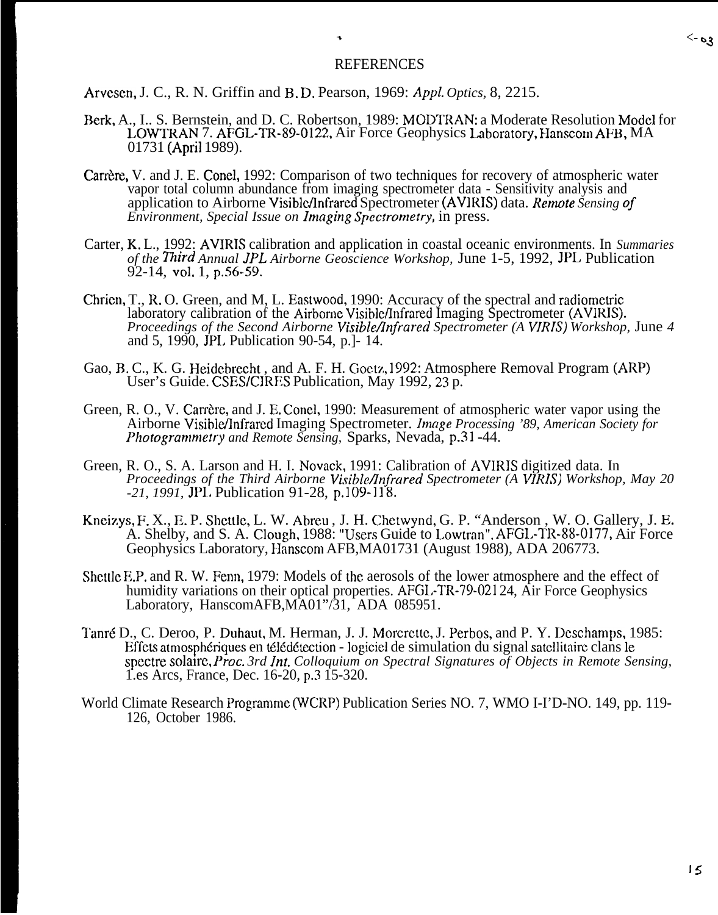# REFERENCES

Arvesen, J. C., R. N. Griffin and B. D. Pearson, 1969: *Appl. Optics,* 8, 2215.

Berk, A., L. S. Bernstein, and D. C. Robertson, 1989: MODTRAN: a Moderate Resolution Model for LOWTRAN 7. AFGL-TR-89-0122, Air Force Geophysics Laboratory, Hanscom AFB, MA 01731 (April 1989).

Carrère, V. and J. E. Conel, 1992: Comparison of two techniques for recovery of atmospheric water vapor total column abundance from imaging spectrometer data - Sensitivity analysis and application to Airborne Visible/Infrared Spectrometer (AVIRIS) data. *Remote Sensing of Environment, Special Issue on Imaging Spectrometry,* in press.

Carter, K. L., 1992: AVIRIS calibration and application in coastal oceanic environments. In *Summaries of the Third Annual JPL Airborne Geoscience Workshop,* June 1-5, 1992, JPL Publication 92-14, vol. 1, p.56-59.

Chrien, T., R. O. Green, and M. L. Eastwood, 1990: Accuracy of the spectral and radiometric laboratory calibration of the Airborne Visible/Infrared Imaging Spectrometer (AVIRIS). *Proceedings of the Second Airborne Visible/Infrared Spectrometer (AVIRIS) Workshop,* June 4 and 5, 1990, JPL Publication 90-54, p.1- 14.

Gao, B. C., K. G. Heidebrecht, and A. F. H. Goetz, 1992: Atmosphere Removal Program (ARP) User's Guide. CSES/CIRES Publication, May 1992, 23 p.

Green, R. O., V. Carrère, and J. E. Conel, 1990: Measurement of atmospheric water vapor using the Airborne Visible/Infrared Imaging Spectrometer. *Image Processing '89, American Society for Photogrammetry and Remote Sensing,* Sparks, Nevada, p.31 -44.

Green, R. O., S. A. Larson and H. I. Novack, 1991: Calibration of AVIRIS digitized data. In *Proceedings of the Third Airborne Visible/Infrared Spectrometer (AVIRIS) Workshop, May 20 -21, 1991,* JPL Publication 91-28, p.109-118.

Kneizys, F. X., E. P. Shettle, L. W. Abreu, J. H. Chetwynd, G. P. "Anderson, W. O. Gallery, J. E. A. Shelby, and S. A. Clough, 1988: "Users Guide to Lowtran". AFGL-TR-88-0177, Air Force Geophysics Laboratory, Hanscom AFB,MA01731 (August 1988), ADA 206773.

Shettle E.P. and R. W. Fenn, 1979: Models of the aerosols of the lower atmosphere and the effect of humidity variations on their optical properties. AFGL-TR-79-02124, Air Force Geophysics Laboratory, HanscomAFB,MA01"/31, ADA 085951.

Tanré D., C. Deroo, P. Duhaut, M. Herman, J. J. Morcrette, J. Perbos, and P. Y. Deschamps, 1985: Effets atmosphériques en télédétection - logiciel de simulation du signal satellitaire clans le spectre solaire, *Proc. 3rd Int. Colloquium on Spectral Signatures of Objects in Remote Sensing,* Les Arcs, France, Dec. 16-20, p.315-320.

World Climate Research Programme (WCRP) Publication Series NO. 7, WMO I-I'D-NO. 149, pp. 119-126, October 1986.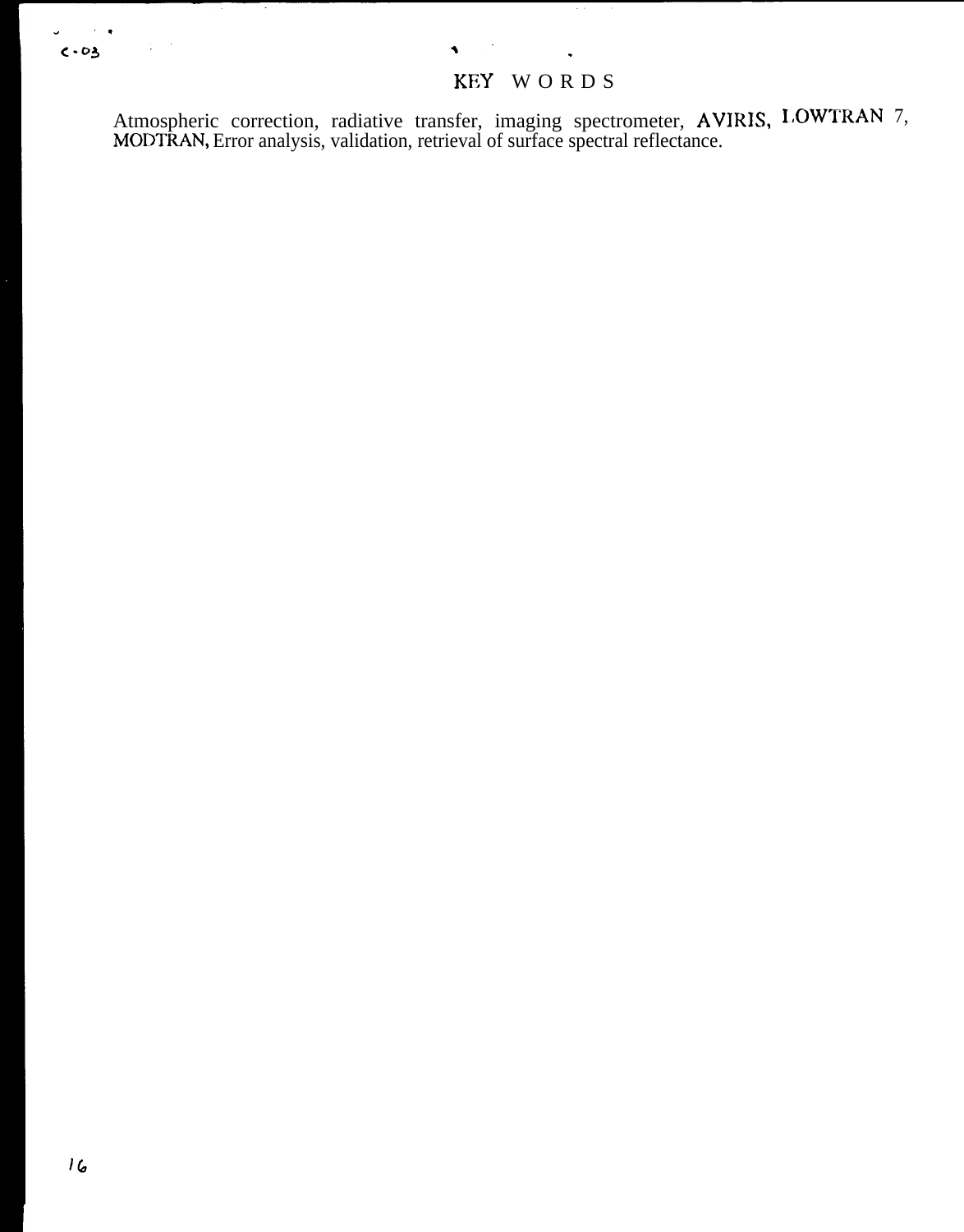# KEY WORDS

Atmospheric correction, radiative transfer, imaging spectrometer, AVIRIS, LOWTRAN 7, MODTRAN, Error analysis, validation, retrieval of surface spectral reflectance.